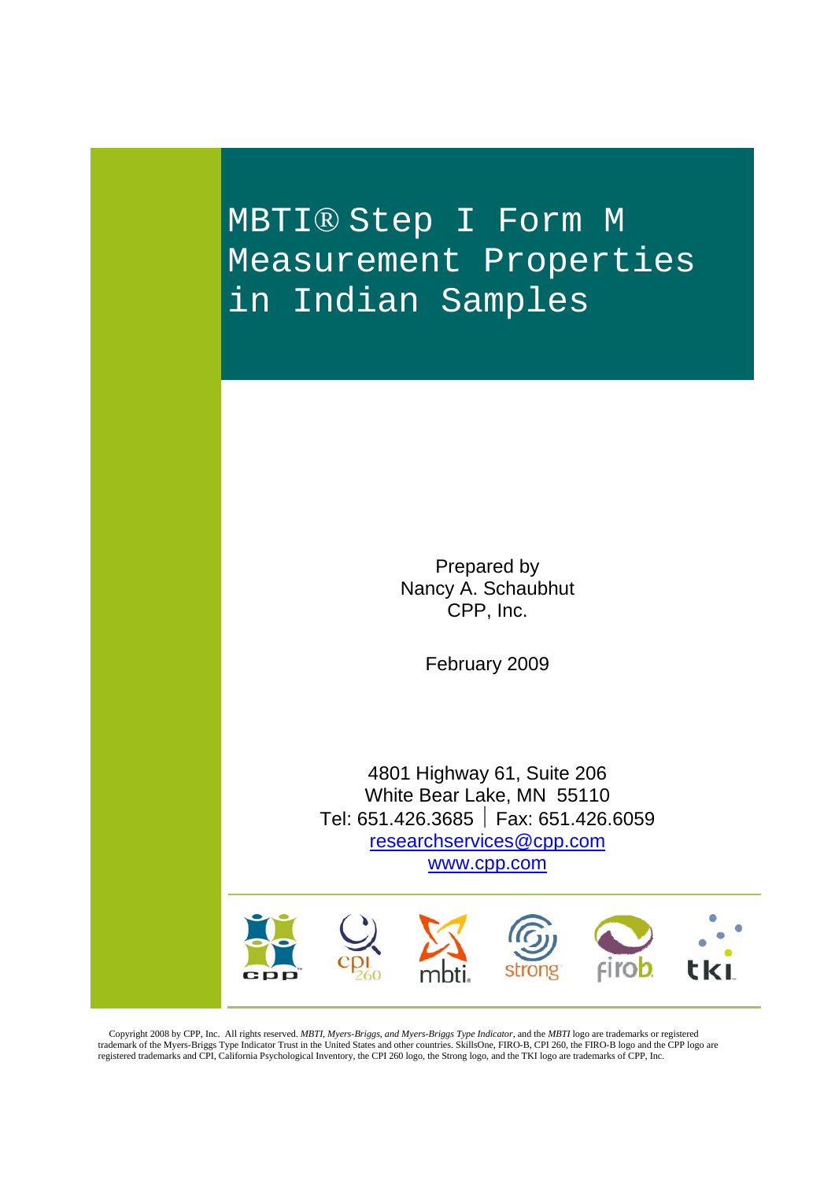# MBTI® Step I Form M Measurement Properties in Indian Samples

Prepared by
Nancy A. Schaubhut
CPP, Inc.

February 2009

4801 Highway 61, Suite 206
White Bear Lake, MN 55110
Tel: 651.426.3685 | Fax: 651.426.6059
researchservices@cpp.com
www.cpp.com

Copyright 2008 by CPP, Inc. All rights reserved. *MBTI, Myers-Briggs, and Myers-Briggs Type Indicator*, and the *MBTI* logo are trademarks or registered trademark of the Myers-Briggs Type Indicator Trust in the United States and other countries. SkillsOne, FIRO-B, CPI 260, the FIRO-B logo and the CPP logo are registered trademarks and CPI, California Psychological Inventory, the CPI 260 logo, the Strong logo, and the TKI logo are trademarks of CPP, Inc.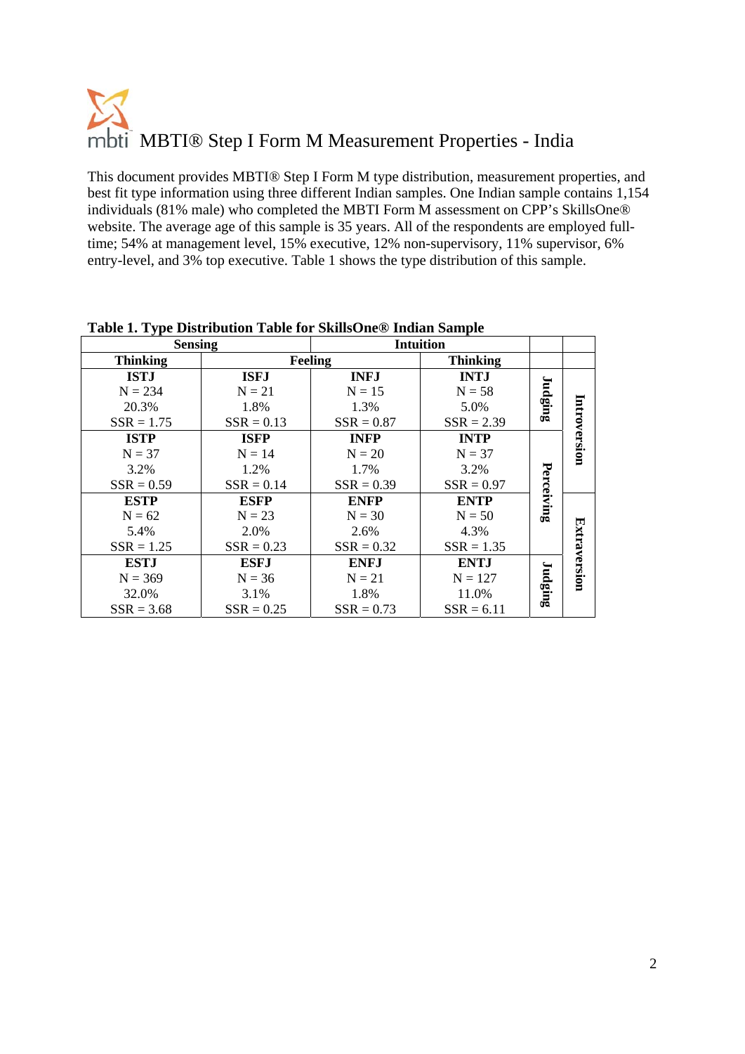# MBTI® Step I Form M Measurement Properties - India

This document provides MBTI® Step I Form M type distribution, measurement properties, and best fit type information using three different Indian samples. One Indian sample contains 1,154 individuals (81% male) who completed the MBTI Form M assessment on CPP's SkillsOne® website. The average age of this sample is 35 years. All of the respondents are employed full-time; 54% at management level, 15% executive, 12% non-supervisory, 11% supervisor, 6% entry-level, and 3% top executive. Table 1 shows the type distribution of this sample.

**Table 1. Type Distribution Table for SkillsOne® Indian Sample**

| Sensing | | Intuition | | | |
|---|---|---|---|---|---|
| **Thinking** | **Feeling** | | **Thinking** | | |
| **ISTJ**<br>N = 234<br>20.3%<br>SSR = 1.75 | **ISFJ**<br>N = 21<br>1.8%<br>SSR = 0.13 | **INFJ**<br>N = 15<br>1.3%<br>SSR = 0.87 | **INTJ**<br>N = 58<br>5.0%<br>SSR = 2.39 | **Judging** | **Introversion** |
| **ISTP**<br>N = 37<br>3.2%<br>SSR = 0.59 | **ISFP**<br>N = 14<br>1.2%<br>SSR = 0.14 | **INFP**<br>N = 20<br>1.7%<br>SSR = 0.39 | **INTP**<br>N = 37<br>3.2%<br>SSR = 0.97 | **Perceiving** | **Introversion** |
| **ESTP**<br>N = 62<br>5.4%<br>SSR = 1.25 | **ESFP**<br>N = 23<br>2.0%<br>SSR = 0.23 | **ENFP**<br>N = 30<br>2.6%<br>SSR = 0.32 | **ENTP**<br>N = 50<br>4.3%<br>SSR = 1.35 | **Perceiving** | **Extraversion** |
| **ESTJ**<br>N = 369<br>32.0%<br>SSR = 3.68 | **ESFJ**<br>N = 36<br>3.1%<br>SSR = 0.25 | **ENFJ**<br>N = 21<br>1.8%<br>SSR = 0.73 | **ENTJ**<br>N = 127<br>11.0%<br>SSR = 6.11 | **Judging** | **Extraversion** |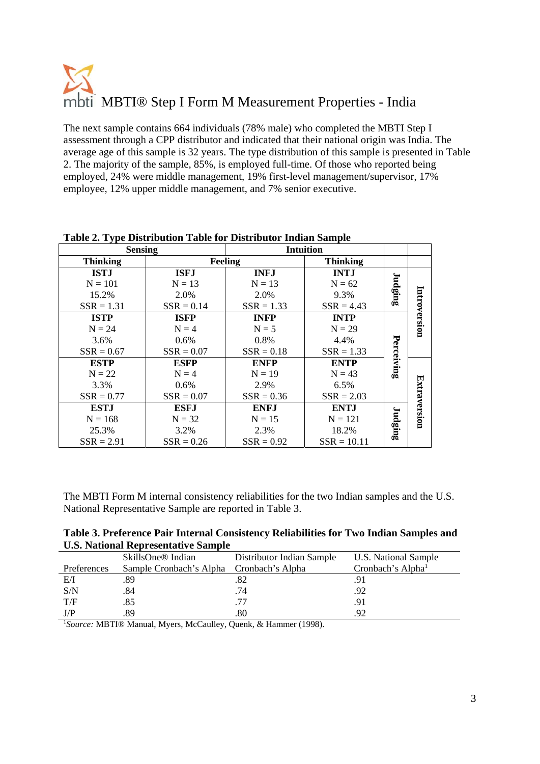# MBTI® Step I Form M Measurement Properties - India

The next sample contains 664 individuals (78% male) who completed the MBTI Step I assessment through a CPP distributor and indicated that their national origin was India. The average age of this sample is 32 years. The type distribution of this sample is presented in Table 2. The majority of the sample, 85%, is employed full-time. Of those who reported being employed, 24% were middle management, 19% first-level management/supervisor, 17% employee, 12% upper middle management, and 7% senior executive.

**Table 2. Type Distribution Table for Distributor Indian Sample**

| Sensing | | Intuition | | | |
|---|---|---|---|---|---|
| Thinking | Feeling | | Thinking | | |
| **ISTJ**<br>N = 101<br>15.2%<br>SSR = 1.31 | **ISFJ**<br>N = 13<br>2.0%<br>SSR = 0.14 | **INFJ**<br>N = 13<br>2.0%<br>SSR = 1.33 | **INTJ**<br>N = 62<br>9.3%<br>SSR = 4.43 | Judging | Introversion |
| **ISTP**<br>N = 24<br>3.6%<br>SSR = 0.67 | **ISFP**<br>N = 4<br>0.6%<br>SSR = 0.07 | **INFP**<br>N = 5<br>0.8%<br>SSR = 0.18 | **INTP**<br>N = 29<br>4.4%<br>SSR = 1.33 | Perceiving | Introversion |
| **ESTP**<br>N = 22<br>3.3%<br>SSR = 0.77 | **ESFP**<br>N = 4<br>0.6%<br>SSR = 0.07 | **ENFP**<br>N = 19<br>2.9%<br>SSR = 0.36 | **ENTP**<br>N = 43<br>6.5%<br>SSR = 2.03 | Perceiving | Extraversion |
| **ESTJ**<br>N = 168<br>25.3%<br>SSR = 2.91 | **ESFJ**<br>N = 32<br>3.2%<br>SSR = 0.26 | **ENFJ**<br>N = 15<br>2.3%<br>SSR = 0.92 | **ENTJ**<br>N = 121<br>18.2%<br>SSR = 10.11 | Judging | Extraversion |

The MBTI Form M internal consistency reliabilities for the two Indian samples and the U.S. National Representative Sample are reported in Table 3.

**Table 3. Preference Pair Internal Consistency Reliabilities for Two Indian Samples and U.S. National Representative Sample**

| Preferences | SkillsOne® Indian Sample Cronbach's Alpha | Distributor Indian Sample Cronbach's Alpha | U.S. National Sample Cronbach's Alpha[1] |
|---|---|---|---|
| E/I | .89 | .82 | .91 |
| S/N | .84 | .74 | .92 |
| T/F | .85 | .77 | .91 |
| J/P | .89 | .80 | .92 |

[1]*Source:* MBTI® Manual, Myers, McCaulley, Quenk, & Hammer (1998).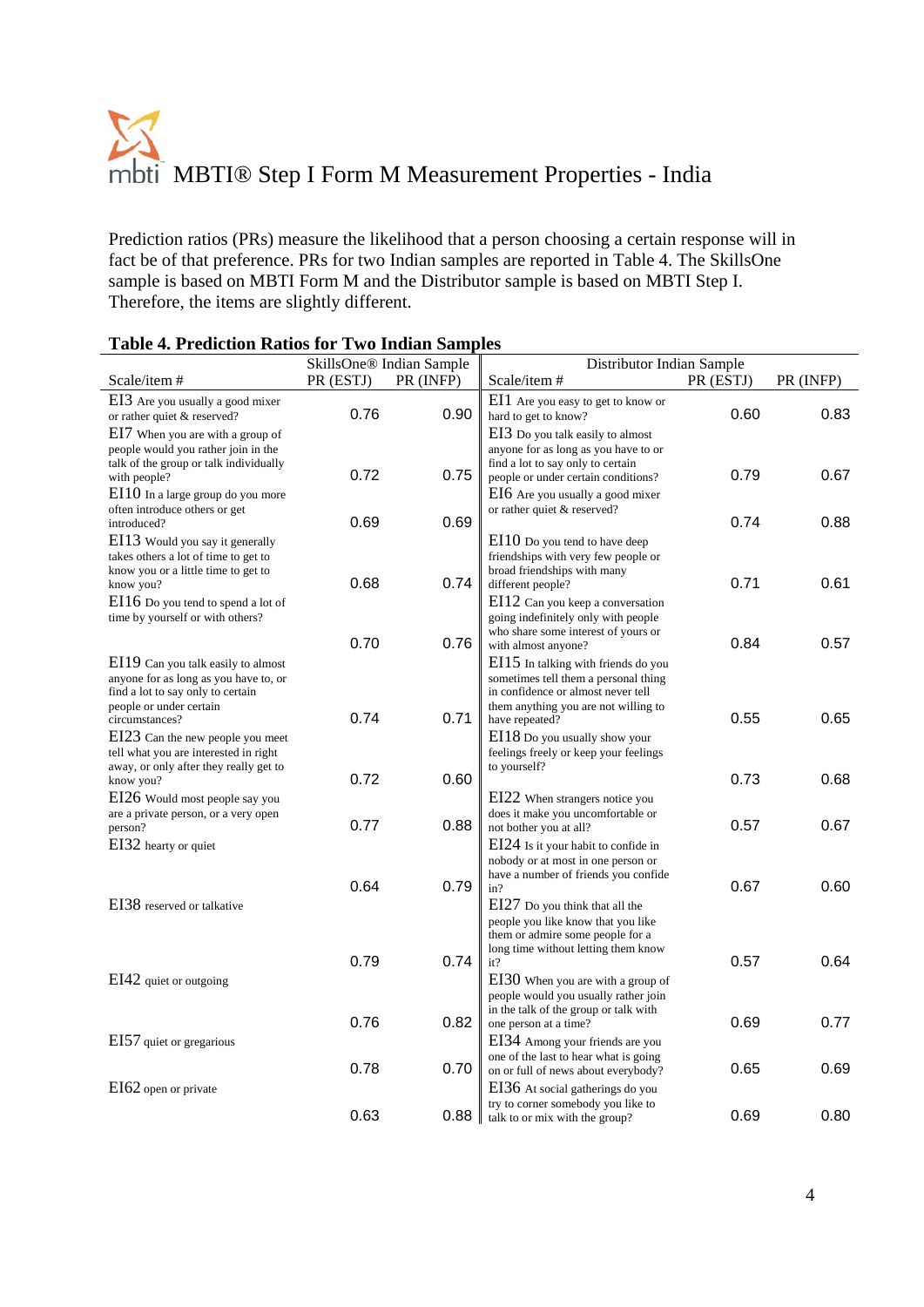# MBTI® Step I Form M Measurement Properties - India

Prediction ratios (PRs) measure the likelihood that a person choosing a certain response will in fact be of that preference. PRs for two Indian samples are reported in Table 4. The SkillsOne sample is based on MBTI Form M and the Distributor sample is based on MBTI Step I. Therefore, the items are slightly different.

**Table 4. Prediction Ratios for Two Indian Samples**

| | SkillsOne® Indian Sample | | Distributor Indian Sample | | |
|---|---|---|---|---|---|
| Scale/item # | PR (ESTJ) | PR (INFP) | Scale/item # | PR (ESTJ) | PR (INFP) |
| EI3 Are you usually a good mixer or rather quiet & reserved? | 0.76 | 0.90 | EI1 Are you easy to get to know or hard to get to know? | 0.60 | 0.83 |
| EI7 When you are with a group of people would you rather join in the talk of the group or talk individually with people? | 0.72 | 0.75 | EI3 Do you talk easily to almost anyone for as long as you have to or find a lot to say only to certain people or under certain conditions? | 0.79 | 0.67 |
| EI10 In a large group do you more often introduce others or get introduced? | 0.69 | 0.69 | EI6 Are you usually a good mixer or rather quiet & reserved? | 0.74 | 0.88 |
| EI13 Would you say it generally takes others a lot of time to get to know you or a little time to get to know you? | 0.68 | 0.74 | EI10 Do you tend to have deep friendships with very few people or broad friendships with many different people? | 0.71 | 0.61 |
| EI16 Do you tend to spend a lot of time by yourself or with others? | 0.70 | 0.76 | EI12 Can you keep a conversation going indefinitely only with people who share some interest of yours or with almost anyone? | 0.84 | 0.57 |
| EI19 Can you talk easily to almost anyone for as long as you have to, or find a lot to say only to certain people or under certain circumstances? | 0.74 | 0.71 | EI15 In talking with friends do you sometimes tell them a personal thing in confidence or almost never tell them anything you are not willing to have repeated? | 0.55 | 0.65 |
| EI23 Can the new people you meet tell what you are interested in right away, or only after they really get to know you? | 0.72 | 0.60 | EI18 Do you usually show your feelings freely or keep your feelings to yourself? | 0.73 | 0.68 |
| EI26 Would most people say you are a private person, or a very open person? | 0.77 | 0.88 | EI22 When strangers notice you does it make you uncomfortable or not bother you at all? | 0.57 | 0.67 |
| EI32 hearty or quiet | 0.64 | 0.79 | EI24 Is it your habit to confide in nobody or at most in one person or have a number of friends you confide in? | 0.67 | 0.60 |
| EI38 reserved or talkative | 0.79 | 0.74 | EI27 Do you think that all the people you like know that you like them or admire some people for a long time without letting them know it? | 0.57 | 0.64 |
| EI42 quiet or outgoing | 0.76 | 0.82 | EI30 When you are with a group of people would you usually rather join in the talk of the group or talk with one person at a time? | 0.69 | 0.77 |
| EI57 quiet or gregarious | 0.78 | 0.70 | EI34 Among your friends are you one of the last to hear what is going on or full of news about everybody? | 0.65 | 0.69 |
| EI62 open or private | 0.63 | 0.88 | EI36 At social gatherings do you try to corner somebody you like to talk to or mix with the group? | 0.69 | 0.80 |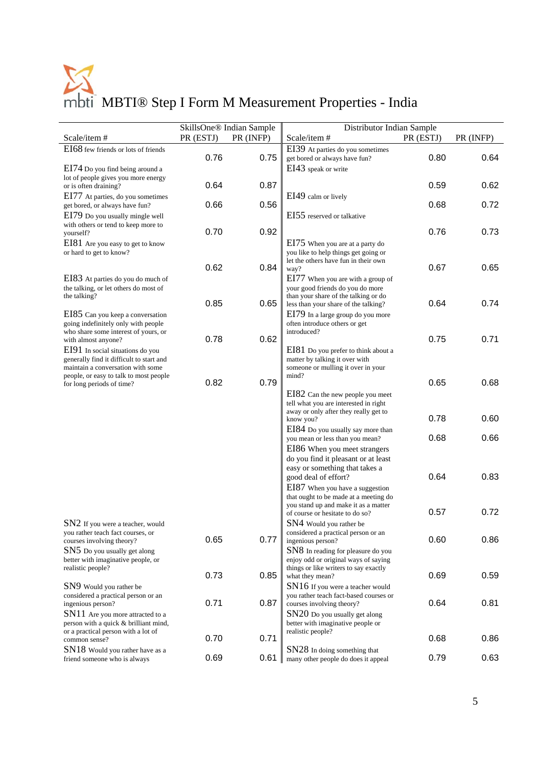# MBTI® Step I Form M Measurement Properties - India

| SkillsOne® Indian Sample | | | Distributor Indian Sample | | |
|---|---|---|---|---|---|
| Scale/item # | PR (ESTJ) | PR (INFP) | Scale/item # | PR (ESTJ) | PR (INFP) |
| EI68 few friends or lots of friends | 0.76 | 0.75 | EI39 At parties do you sometimes get bored or always have fun? | 0.80 | 0.64 |
| EI74 Do you find being around a lot of people gives you more energy or is often draining? | 0.64 | 0.87 | EI43 speak or write | 0.59 | 0.62 |
| EI77 At parties, do you sometimes get bored, or always have fun? | 0.66 | 0.56 | EI49 calm or lively | 0.68 | 0.72 |
| EI79 Do you usually mingle well with others or tend to keep more to yourself? | 0.70 | 0.92 | EI55 reserved or talkative | 0.76 | 0.73 |
| EI81 Are you easy to get to know or hard to get to know? | 0.62 | 0.84 | EI75 When you are at a party do you like to help things get going or let the others have fun in their own way? | 0.67 | 0.65 |
| EI83 At parties do you do much of the talking, or let others do most of the talking? | 0.85 | 0.65 | EI77 When you are with a group of your good friends do you do more than your share of the talking or do less than your share of the talking? | 0.64 | 0.74 |
| EI85 Can you keep a conversation going indefinitely only with people who share some interest of yours, or with almost anyone? | 0.78 | 0.62 | EI79 In a large group do you more often introduce others or get introduced? | 0.75 | 0.71 |
| EI91 In social situations do you generally find it difficult to start and maintain a conversation with some people, or easy to talk to most people for long periods of time? | 0.82 | 0.79 | EI81 Do you prefer to think about a matter by talking it over with someone or mulling it over in your mind? | 0.65 | 0.68 |
| | | | EI82 Can the new people you meet tell what you are interested in right away or only after they really get to know you? | 0.78 | 0.60 |
| | | | EI84 Do you usually say more than you mean or less than you mean? | 0.68 | 0.66 |
| | | | EI86 When you meet strangers do you find it pleasant or at least easy or something that takes a good deal of effort? | 0.64 | 0.83 |
| | | | EI87 When you have a suggestion that ought to be made at a meeting do you stand up and make it as a matter of course or hesitate to do so? | 0.57 | 0.72 |
| SN2 If you were a teacher, would you rather teach fact courses, or courses involving theory? | 0.65 | 0.77 | SN4 Would you rather be considered a practical person or an ingenious person? | 0.60 | 0.86 |
| SN5 Do you usually get along better with imaginative people, or realistic people? | 0.73 | 0.85 | SN8 In reading for pleasure do you enjoy odd or original ways of saying things or like writers to say exactly what they mean? | 0.69 | 0.59 |
| SN9 Would you rather be considered a practical person or an ingenious person? | 0.71 | 0.87 | SN16 If you were a teacher would you rather teach fact-based courses or courses involving theory? | 0.64 | 0.81 |
| SN11 Are you more attracted to a person with a quick & brilliant mind, or a practical person with a lot of common sense? | 0.70 | 0.71 | SN20 Do you usually get along better with imaginative people or realistic people? | 0.68 | 0.86 |
| SN18 Would you rather have as a friend someone who is always | 0.69 | 0.61 | SN28 In doing something that many other people do does it appeal | 0.79 | 0.63 |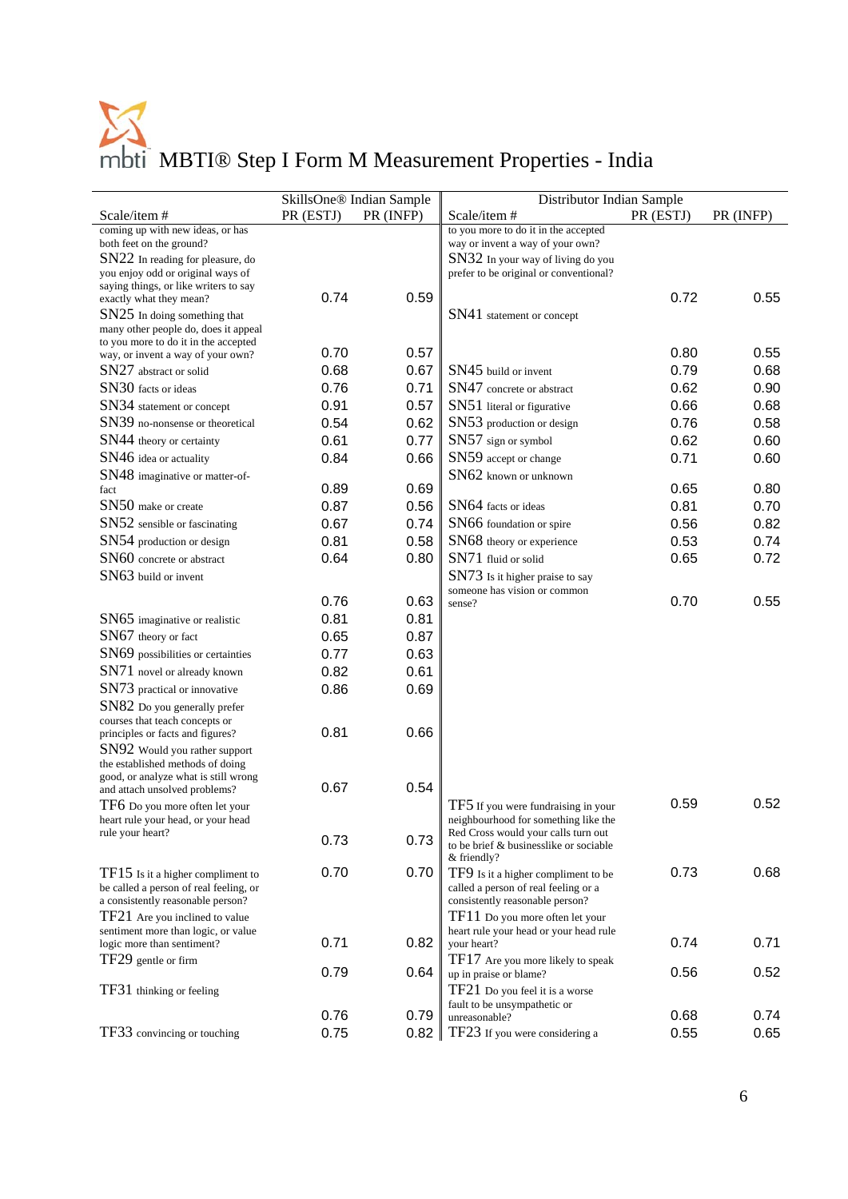# MBTI® Step I Form M Measurement Properties - India

| Scale/item # | SkillsOne® Indian Sample PR (ESTJ) | SkillsOne® Indian Sample PR (INFP) | Scale/item # | Distributor Indian Sample PR (ESTJ) | Distributor Indian Sample PR (INFP) |
|---|---|---|---|---|---|
| coming up with new ideas, or has both feet on the ground? | | | to you more to do it in the accepted way or invent a way of your own? | | |
| SN22 In reading for pleasure, do you enjoy odd or original ways of saying things, or like writers to say exactly what they mean? | 0.74 | 0.59 | SN32 In your way of living do you prefer to be original or conventional? | 0.72 | 0.55 |
| SN25 In doing something that many other people do, does it appeal to you more to do it in the accepted way, or invent a way of your own? | 0.70 | 0.57 | SN41 statement or concept | 0.80 | 0.55 |
| SN27 abstract or solid | 0.68 | 0.67 | SN45 build or invent | 0.79 | 0.68 |
| SN30 facts or ideas | 0.76 | 0.71 | SN47 concrete or abstract | 0.62 | 0.90 |
| SN34 statement or concept | 0.91 | 0.57 | SN51 literal or figurative | 0.66 | 0.68 |
| SN39 no-nonsense or theoretical | 0.54 | 0.62 | SN53 production or design | 0.76 | 0.58 |
| SN44 theory or certainty | 0.61 | 0.77 | SN57 sign or symbol | 0.62 | 0.60 |
| SN46 idea or actuality | 0.84 | 0.66 | SN59 accept or change | 0.71 | 0.60 |
| SN48 imaginative or matter-of-fact | 0.89 | 0.69 | SN62 known or unknown | 0.65 | 0.80 |
| SN50 make or create | 0.87 | 0.56 | SN64 facts or ideas | 0.81 | 0.70 |
| SN52 sensible or fascinating | 0.67 | 0.74 | SN66 foundation or spire | 0.56 | 0.82 |
| SN54 production or design | 0.81 | 0.58 | SN68 theory or experience | 0.53 | 0.74 |
| SN60 concrete or abstract | 0.64 | 0.80 | SN71 fluid or solid | 0.65 | 0.72 |
| SN63 build or invent | 0.76 | 0.63 | SN73 Is it higher praise to say someone has vision or common sense? | 0.70 | 0.55 |
| SN65 imaginative or realistic | 0.81 | 0.81 | | | |
| SN67 theory or fact | 0.65 | 0.87 | | | |
| SN69 possibilities or certainties | 0.77 | 0.63 | | | |
| SN71 novel or already known | 0.82 | 0.61 | | | |
| SN73 practical or innovative | 0.86 | 0.69 | | | |
| SN82 Do you generally prefer courses that teach concepts or principles or facts and figures? | 0.81 | 0.66 | | | |
| SN92 Would you rather support the established methods of doing good, or analyze what is still wrong and attach unsolved problems? | 0.67 | 0.54 | | | |
| TF6 Do you more often let your heart rule your head, or your head rule your heart? | 0.73 | 0.73 | TF5 If you were fundraising in your neighbourhood for something like the Red Cross would your calls turn out to be brief & businesslike or sociable & friendly? | 0.59 | 0.52 |
| TF15 Is it a higher compliment to be called a person of real feeling, or a consistently reasonable person? | 0.70 | 0.70 | TF9 Is it a higher compliment to be called a person of real feeling or a consistently reasonable person? | 0.73 | 0.68 |
| TF21 Are you inclined to value sentiment more than logic, or value logic more than sentiment? | 0.71 | 0.82 | TF11 Do you more often let your heart rule your head or your head rule your heart? | 0.74 | 0.71 |
| TF29 gentle or firm | 0.79 | 0.64 | TF17 Are you more likely to speak up in praise or blame? | 0.56 | 0.52 |
| TF31 thinking or feeling | 0.76 | 0.79 | TF21 Do you feel it is a worse fault to be unsympathetic or unreasonable? | 0.68 | 0.74 |
| TF33 convincing or touching | 0.75 | 0.82 | TF23 If you were considering a | 0.55 | 0.65 |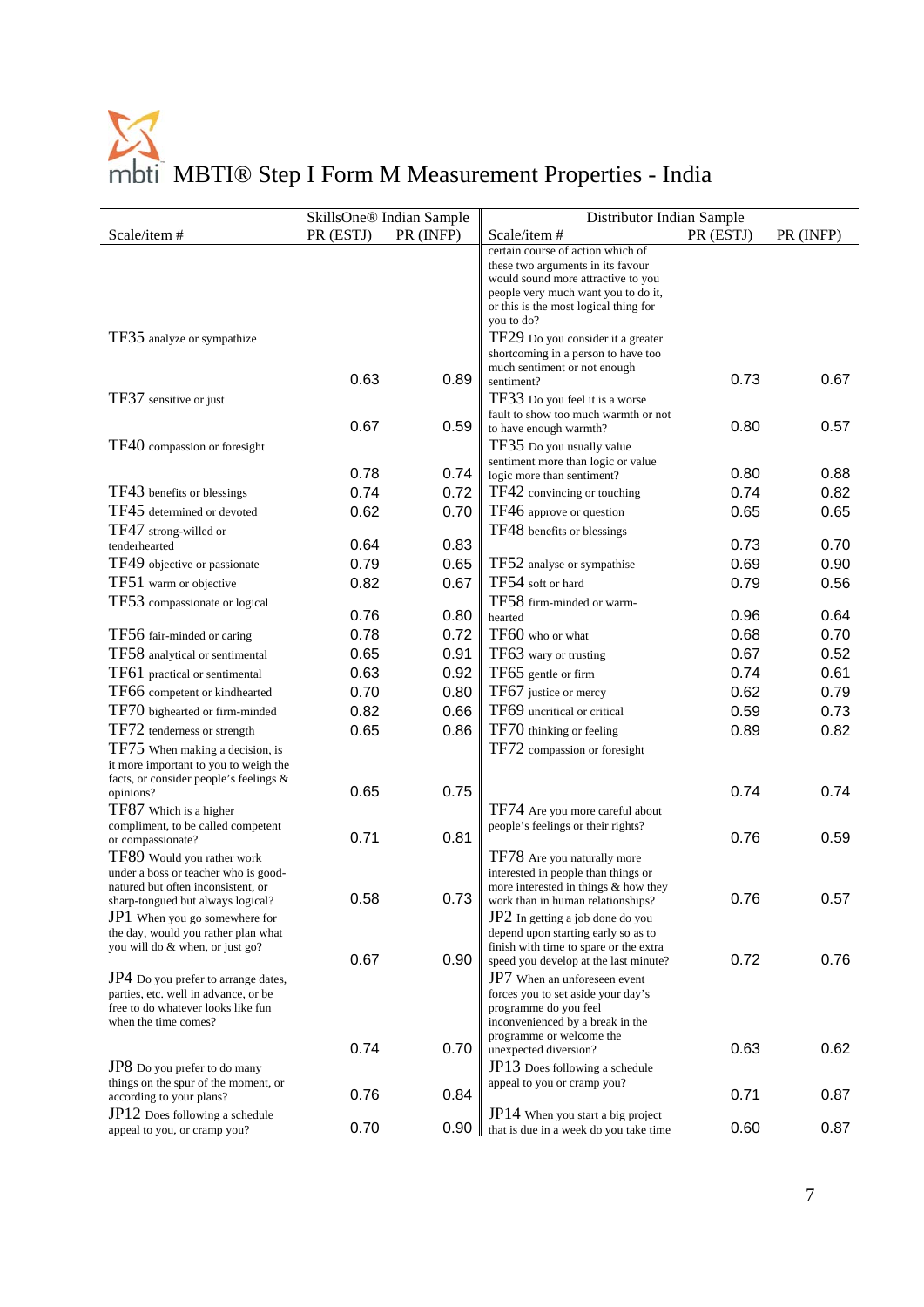# MBTI® Step I Form M Measurement Properties - India

| SkillsOne® Indian Sample | | | Distributor Indian Sample | | |
|---|---|---|---|---|---|
| Scale/item # | PR (ESTJ) | PR (INFP) | Scale/item # | PR (ESTJ) | PR (INFP) |
| | | | certain course of action which of these two arguments in its favour would sound more attractive to you people very much want you to do it, or this is the most logical thing for you to do? | | |
| TF35 analyze or sympathize | 0.63 | 0.89 | TF29 Do you consider it a greater shortcoming in a person to have too much sentiment or not enough sentiment? | 0.73 | 0.67 |
| TF37 sensitive or just | 0.67 | 0.59 | TF33 Do you feel it is a worse fault to show too much warmth or not to have enough warmth? | 0.80 | 0.57 |
| TF40 compassion or foresight | 0.78 | 0.74 | TF35 Do you usually value sentiment more than logic or value logic more than sentiment? | 0.80 | 0.88 |
| TF43 benefits or blessings | 0.74 | 0.72 | TF42 convincing or touching | 0.74 | 0.82 |
| TF45 determined or devoted | 0.62 | 0.70 | TF46 approve or question | 0.65 | 0.65 |
| TF47 strong-willed or tenderhearted | 0.64 | 0.83 | TF48 benefits or blessings | 0.73 | 0.70 |
| TF49 objective or passionate | 0.79 | 0.65 | TF52 analyse or sympathise | 0.69 | 0.90 |
| TF51 warm or objective | 0.82 | 0.67 | TF54 soft or hard | 0.79 | 0.56 |
| TF53 compassionate or logical | 0.76 | 0.80 | TF58 firm-minded or warm-hearted | 0.96 | 0.64 |
| TF56 fair-minded or caring | 0.78 | 0.72 | TF60 who or what | 0.68 | 0.70 |
| TF58 analytical or sentimental | 0.65 | 0.91 | TF63 wary or trusting | 0.67 | 0.52 |
| TF61 practical or sentimental | 0.63 | 0.92 | TF65 gentle or firm | 0.74 | 0.61 |
| TF66 competent or kindhearted | 0.70 | 0.80 | TF67 justice or mercy | 0.62 | 0.79 |
| TF70 bighearted or firm-minded | 0.82 | 0.66 | TF69 uncritical or critical | 0.59 | 0.73 |
| TF72 tenderness or strength | 0.65 | 0.86 | TF70 thinking or feeling | 0.89 | 0.82 |
| TF75 When making a decision, is it more important to you to weigh the facts, or consider people's feelings & opinions? | 0.65 | 0.75 | TF72 compassion or foresight | 0.74 | 0.74 |
| TF87 Which is a higher compliment, to be called competent or compassionate? | 0.71 | 0.81 | TF74 Are you more careful about people's feelings or their rights? | 0.76 | 0.59 |
| TF89 Would you rather work under a boss or teacher who is good-natured but often inconsistent, or sharp-tongued but always logical? | 0.58 | 0.73 | TF78 Are you naturally more interested in people than things or more interested in things & how they work than in human relationships? | 0.76 | 0.57 |
| JP1 When you go somewhere for the day, would you rather plan what you will do & when, or just go? | 0.67 | 0.90 | JP2 In getting a job done do you depend upon starting early so as to finish with time to spare or the extra speed you develop at the last minute? | 0.72 | 0.76 |
| JP4 Do you prefer to arrange dates, parties, etc. well in advance, or be free to do whatever looks like fun when the time comes? | 0.74 | 0.70 | JP7 When an unforeseen event forces you to set aside your day's programme do you feel inconvenienced by a break in the programme or welcome the unexpected diversion? | 0.63 | 0.62 |
| JP8 Do you prefer to do many things on the spur of the moment, or according to your plans? | 0.76 | 0.84 | JP13 Does following a schedule appeal to you or cramp you? | 0.71 | 0.87 |
| JP12 Does following a schedule appeal to you, or cramp you? | 0.70 | 0.90 | JP14 When you start a big project that is due in a week do you take time | 0.60 | 0.87 |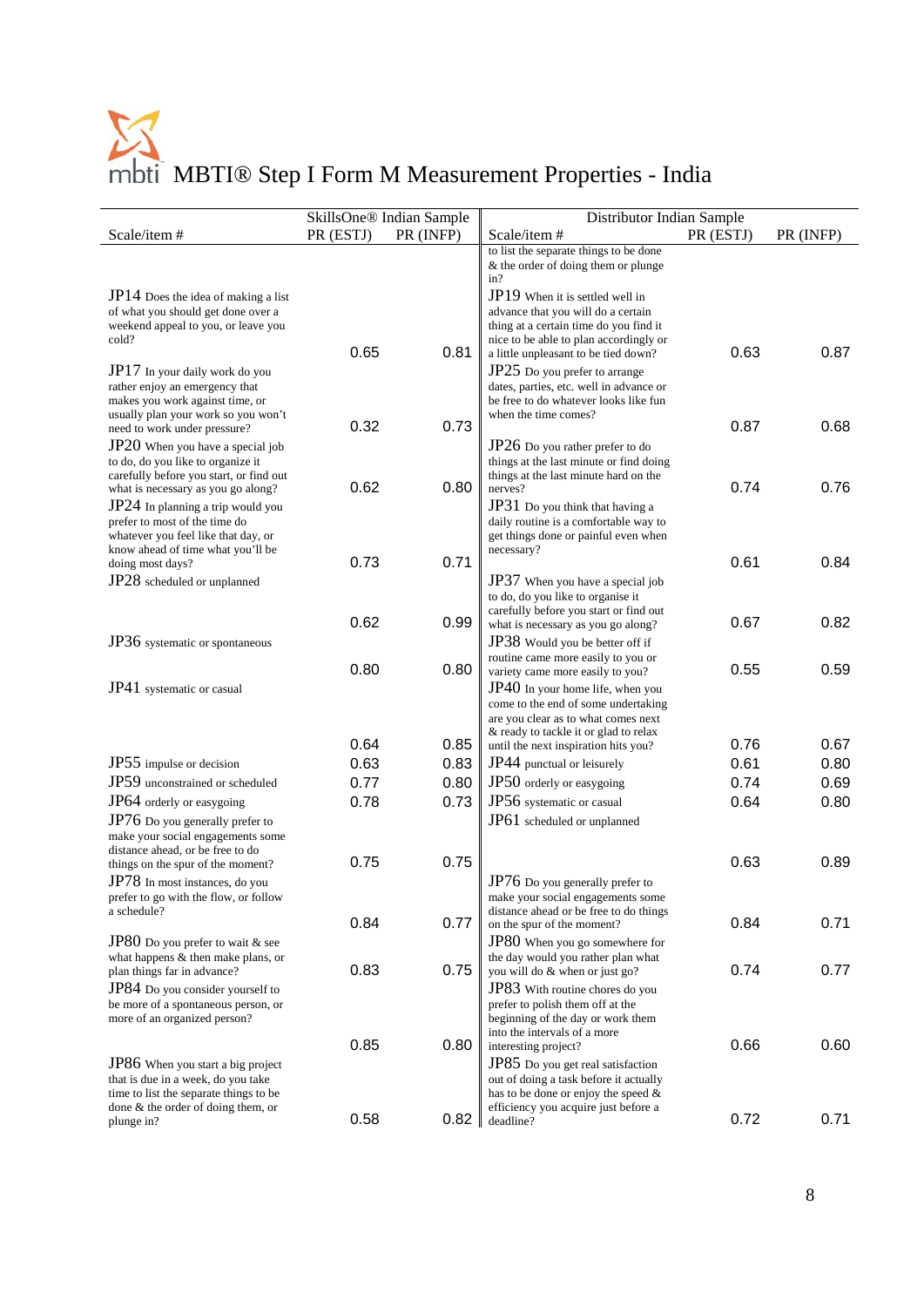# MBTI® Step I Form M Measurement Properties - India

| SkillsOne® Indian Sample | | | Distributor Indian Sample | | |
|---|---|---|---|---|---|
| Scale/item # | PR (ESTJ) | PR (INFP) | Scale/item # | PR (ESTJ) | PR (INFP) |
| | | | to list the separate things to be done & the order of doing them or plunge in? | | |
| JP14 Does the idea of making a list of what you should get done over a weekend appeal to you, or leave you cold? | 0.65 | 0.81 | JP19 When it is settled well in advance that you will do a certain thing at a certain time do you find it nice to be able to plan accordingly or a little unpleasant to be tied down? | 0.63 | 0.87 |
| JP17 In your daily work do you rather enjoy an emergency that makes you work against time, or usually plan your work so you won't need to work under pressure? | 0.32 | 0.73 | JP25 Do you prefer to arrange dates, parties, etc. well in advance or be free to do whatever looks like fun when the time comes? | 0.87 | 0.68 |
| JP20 When you have a special job to do, do you like to organize it carefully before you start, or find out what is necessary as you go along? | 0.62 | 0.80 | JP26 Do you rather prefer to do things at the last minute or find doing things at the last minute hard on the nerves? | 0.74 | 0.76 |
| JP24 In planning a trip would you prefer to most of the time do whatever you feel like that day, or know ahead of time what you'll be doing most days? | 0.73 | 0.71 | JP31 Do you think that having a daily routine is a comfortable way to get things done or painful even when necessary? | 0.61 | 0.84 |
| JP28 scheduled or unplanned | 0.62 | 0.99 | JP37 When you have a special job to do, do you like to organise it carefully before you start or find out what is necessary as you go along? | 0.67 | 0.82 |
| JP36 systematic or spontaneous | 0.80 | 0.80 | JP38 Would you be better off if routine came more easily to you or variety came more easily to you? | 0.55 | 0.59 |
| JP41 systematic or casual | 0.64 | 0.85 | JP40 In your home life, when you come to the end of some undertaking are you clear as to what comes next & ready to tackle it or glad to relax until the next inspiration hits you? | 0.76 | 0.67 |
| JP55 impulse or decision | 0.63 | 0.83 | JP44 punctual or leisurely | 0.61 | 0.80 |
| JP59 unconstrained or scheduled | 0.77 | 0.80 | JP50 orderly or easygoing | 0.74 | 0.69 |
| JP64 orderly or easygoing | 0.78 | 0.73 | JP56 systematic or casual | 0.64 | 0.80 |
| JP76 Do you generally prefer to make your social engagements some distance ahead, or be free to do things on the spur of the moment? | 0.75 | 0.75 | JP61 scheduled or unplanned | 0.63 | 0.89 |
| JP78 In most instances, do you prefer to go with the flow, or follow a schedule? | 0.84 | 0.77 | JP76 Do you generally prefer to make your social engagements some distance ahead or be free to do things on the spur of the moment? | 0.84 | 0.71 |
| JP80 Do you prefer to wait & see what happens & then make plans, or plan things far in advance? | 0.83 | 0.75 | JP80 When you go somewhere for the day would you rather plan what you will do & when or just go? | 0.74 | 0.77 |
| JP84 Do you consider yourself to be more of a spontaneous person, or more of an organized person? | 0.85 | 0.80 | JP83 With routine chores do you prefer to polish them off at the beginning of the day or work them into the intervals of a more interesting project? | 0.66 | 0.60 |
| JP86 When you start a big project that is due in a week, do you take time to list the separate things to be done & the order of doing them, or plunge in? | 0.58 | 0.82 | JP85 Do you get real satisfaction out of doing a task before it actually has to be done or enjoy the speed & efficiency you acquire just before a deadline? | 0.72 | 0.71 |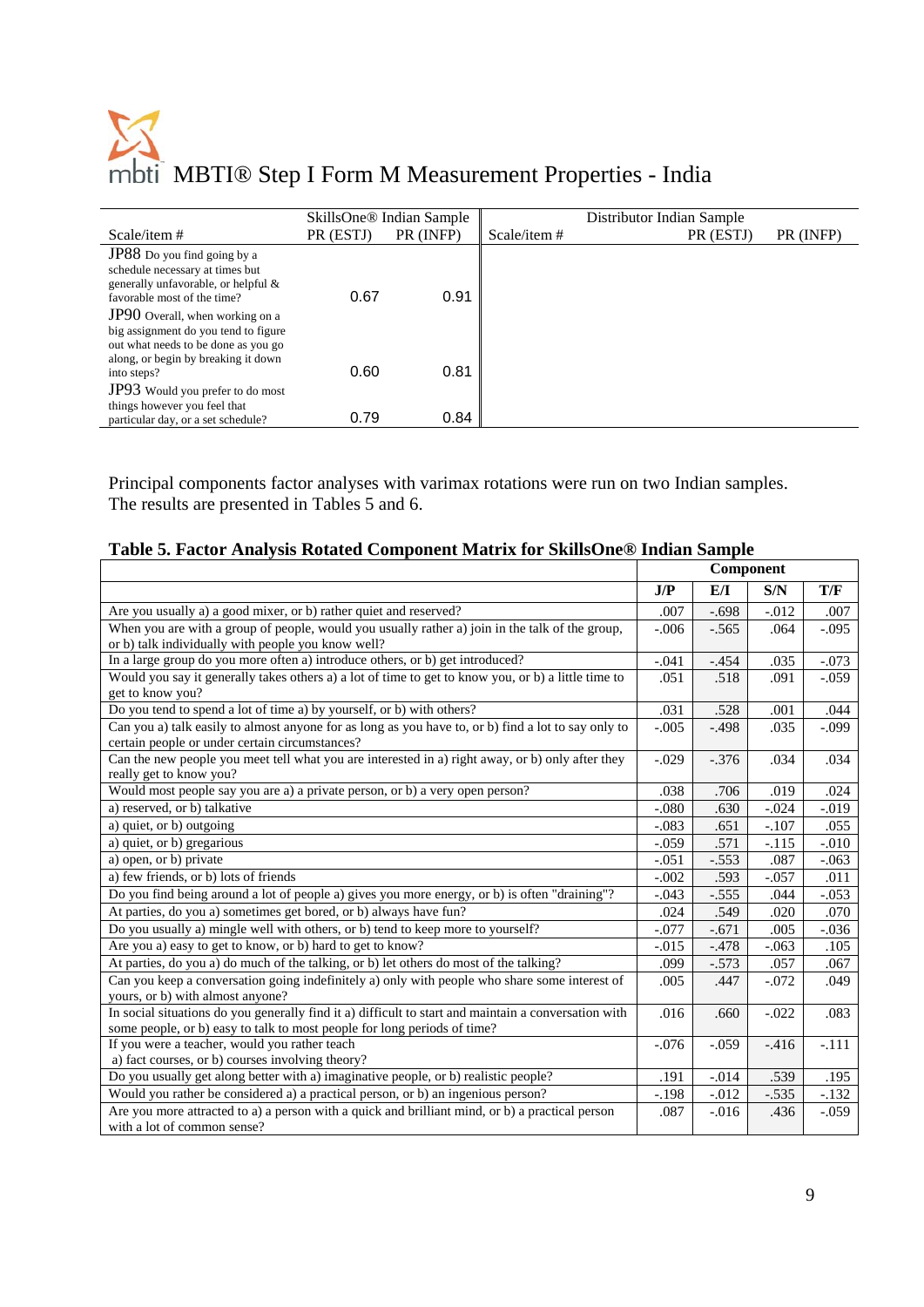# MBTI® Step I Form M Measurement Properties - India

| | SkillsOne® Indian Sample | | | Distributor Indian Sample | |
|---|---|---|---|---|---|
| Scale/item # | PR (ESTJ) | PR (INFP) | Scale/item # | PR (ESTJ) | PR (INFP) |
| JP88 Do you find going by a schedule necessary at times but generally unfavorable, or helpful & favorable most of the time? | 0.67 | 0.91 | | | |
| JP90 Overall, when working on a big assignment do you tend to figure out what needs to be done as you go along, or begin by breaking it down into steps? | 0.60 | 0.81 | | | |
| JP93 Would you prefer to do most things however you feel that particular day, or a set schedule? | 0.79 | 0.84 | | | |

Principal components factor analyses with varimax rotations were run on two Indian samples. The results are presented in Tables 5 and 6.

**Table 5. Factor Analysis Rotated Component Matrix for SkillsOne® Indian Sample**

| | Component | | | |
|---|---|---|---|---|
| | J/P | E/I | S/N | T/F |
| Are you usually a) a good mixer, or b) rather quiet and reserved? | .007 | -.698 | -.012 | .007 |
| When you are with a group of people, would you usually rather a) join in the talk of the group, or b) talk individually with people you know well? | -.006 | -.565 | .064 | -.095 |
| In a large group do you more often a) introduce others, or b) get introduced? | -.041 | -.454 | .035 | -.073 |
| Would you say it generally takes others a) a lot of time to get to know you, or b) a little time to get to know you? | .051 | .518 | .091 | -.059 |
| Do you tend to spend a lot of time a) by yourself, or b) with others? | .031 | .528 | .001 | .044 |
| Can you a) talk easily to almost anyone for as long as you have to, or b) find a lot to say only to certain people or under certain circumstances? | -.005 | -.498 | .035 | -.099 |
| Can the new people you meet tell what you are interested in a) right away, or b) only after they really get to know you? | -.029 | -.376 | .034 | .034 |
| Would most people say you are a) a private person, or b) a very open person? | .038 | .706 | .019 | .024 |
| a) reserved, or b) talkative | -.080 | .630 | -.024 | -.019 |
| a) quiet, or b) outgoing | -.083 | .651 | -.107 | .055 |
| a) quiet, or b) gregarious | -.059 | .571 | -.115 | -.010 |
| a) open, or b) private | -.051 | -.553 | .087 | -.063 |
| a) few friends, or b) lots of friends | -.002 | .593 | -.057 | .011 |
| Do you find being around a lot of people a) gives you more energy, or b) is often "draining"? | -.043 | -.555 | .044 | -.053 |
| At parties, do you a) sometimes get bored, or b) always have fun? | .024 | .549 | .020 | .070 |
| Do you usually a) mingle well with others, or b) tend to keep more to yourself? | -.077 | -.671 | .005 | -.036 |
| Are you a) easy to get to know, or b) hard to get to know? | -.015 | -.478 | -.063 | .105 |
| At parties, do you a) do much of the talking, or b) let others do most of the talking? | .099 | -.573 | .057 | .067 |
| Can you keep a conversation going indefinitely a) only with people who share some interest of yours, or b) with almost anyone? | .005 | .447 | -.072 | .049 |
| In social situations do you generally find it a) difficult to start and maintain a conversation with some people, or b) easy to talk to most people for long periods of time? | .016 | .660 | -.022 | .083 |
| If you were a teacher, would you rather teach a) fact courses, or b) courses involving theory? | -.076 | -.059 | -.416 | -.111 |
| Do you usually get along better with a) imaginative people, or b) realistic people? | .191 | -.014 | .539 | .195 |
| Would you rather be considered a) a practical person, or b) an ingenious person? | -.198 | -.012 | -.535 | -.132 |
| Are you more attracted to a) a person with a quick and brilliant mind, or b) a practical person with a lot of common sense? | .087 | -.016 | .436 | -.059 |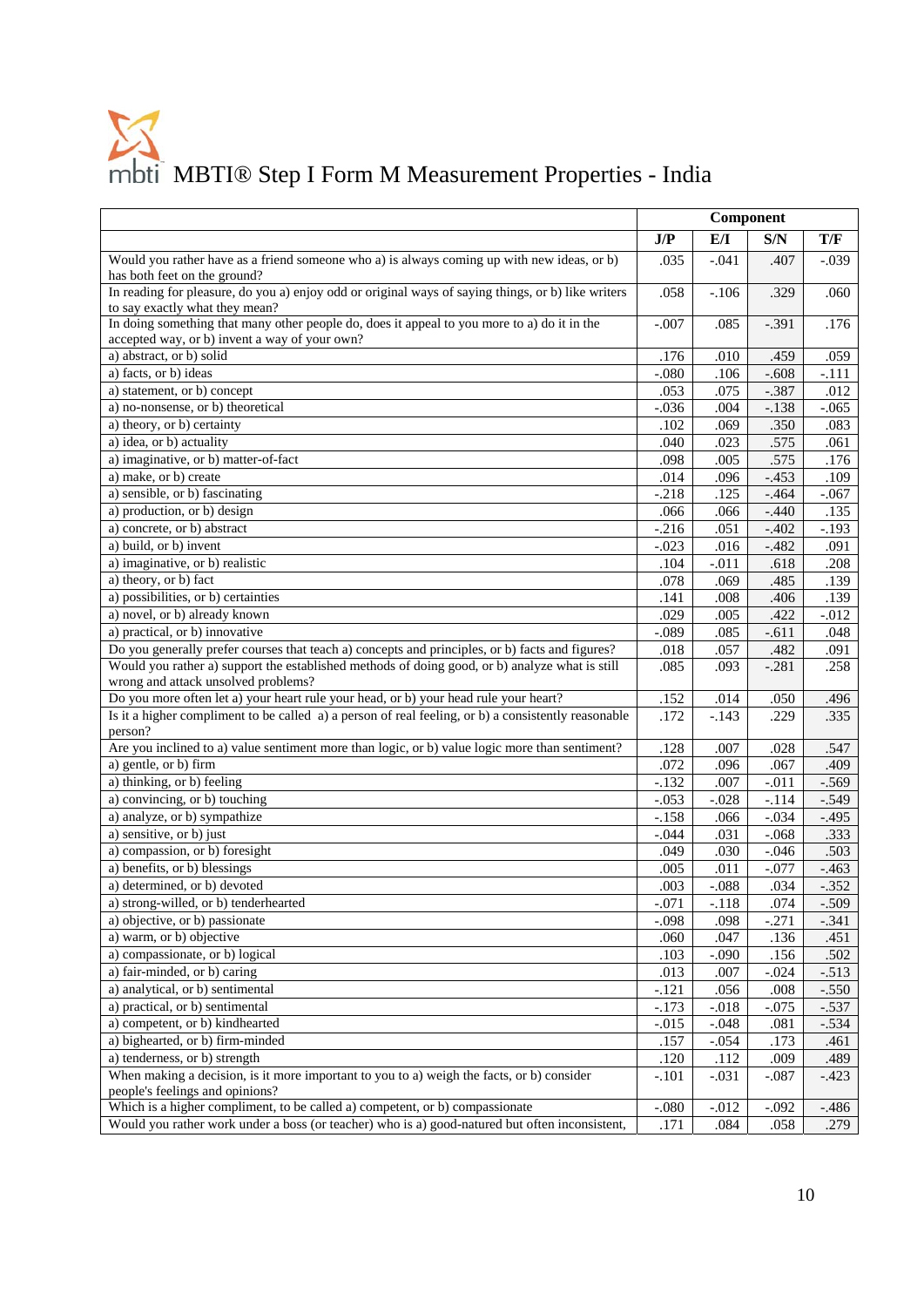# MBTI® Step I Form M Measurement Properties - India

| | Component | | | |
|---|---|---|---|---|
| | J/P | E/I | S/N | T/F |
| Would you rather have as a friend someone who a) is always coming up with new ideas, or b) has both feet on the ground? | .035 | -.041 | .407 | -.039 |
| In reading for pleasure, do you a) enjoy odd or original ways of saying things, or b) like writers to say exactly what they mean? | .058 | -.106 | .329 | .060 |
| In doing something that many other people do, does it appeal to you more to a) do it in the accepted way, or b) invent a way of your own? | -.007 | .085 | -.391 | .176 |
| a) abstract, or b) solid | .176 | .010 | .459 | .059 |
| a) facts, or b) ideas | -.080 | .106 | -.608 | -.111 |
| a) statement, or b) concept | .053 | .075 | -.387 | .012 |
| a) no-nonsense, or b) theoretical | -.036 | .004 | -.138 | -.065 |
| a) theory, or b) certainty | .102 | .069 | .350 | .083 |
| a) idea, or b) actuality | .040 | .023 | .575 | .061 |
| a) imaginative, or b) matter-of-fact | .098 | .005 | .575 | .176 |
| a) make, or b) create | .014 | .096 | -.453 | .109 |
| a) sensible, or b) fascinating | -.218 | .125 | -.464 | -.067 |
| a) production, or b) design | .066 | .066 | -.440 | .135 |
| a) concrete, or b) abstract | -.216 | .051 | -.402 | -.193 |
| a) build, or b) invent | -.023 | .016 | -.482 | .091 |
| a) imaginative, or b) realistic | .104 | -.011 | .618 | .208 |
| a) theory, or b) fact | .078 | .069 | .485 | .139 |
| a) possibilities, or b) certainties | .141 | .008 | .406 | .139 |
| a) novel, or b) already known | .029 | .005 | .422 | -.012 |
| a) practical, or b) innovative | -.089 | .085 | -.611 | .048 |
| Do you generally prefer courses that teach a) concepts and principles, or b) facts and figures? | .018 | .057 | .482 | .091 |
| Would you rather a) support the established methods of doing good, or b) analyze what is still wrong and attack unsolved problems? | .085 | .093 | -.281 | .258 |
| Do you more often let a) your heart rule your head, or b) your head rule your heart? | .152 | .014 | .050 | .496 |
| Is it a higher compliment to be called a) a person of real feeling, or b) a consistently reasonable person? | .172 | -.143 | .229 | .335 |
| Are you inclined to a) value sentiment more than logic, or b) value logic more than sentiment? | .128 | .007 | .028 | .547 |
| a) gentle, or b) firm | .072 | .096 | .067 | .409 |
| a) thinking, or b) feeling | -.132 | .007 | -.011 | -.569 |
| a) convincing, or b) touching | -.053 | -.028 | -.114 | -.549 |
| a) analyze, or b) sympathize | -.158 | .066 | -.034 | -.495 |
| a) sensitive, or b) just | -.044 | .031 | -.068 | .333 |
| a) compassion, or b) foresight | .049 | .030 | -.046 | .503 |
| a) benefits, or b) blessings | .005 | .011 | -.077 | -.463 |
| a) determined, or b) devoted | .003 | -.088 | .034 | -.352 |
| a) strong-willed, or b) tenderhearted | -.071 | -.118 | .074 | -.509 |
| a) objective, or b) passionate | -.098 | .098 | -.271 | -.341 |
| a) warm, or b) objective | .060 | .047 | .136 | .451 |
| a) compassionate, or b) logical | .103 | -.090 | .156 | .502 |
| a) fair-minded, or b) caring | .013 | .007 | -.024 | -.513 |
| a) analytical, or b) sentimental | -.121 | .056 | .008 | -.550 |
| a) practical, or b) sentimental | -.173 | -.018 | -.075 | -.537 |
| a) competent, or b) kindhearted | -.015 | -.048 | .081 | -.534 |
| a) bighearted, or b) firm-minded | .157 | -.054 | .173 | .461 |
| a) tenderness, or b) strength | .120 | .112 | .009 | .489 |
| When making a decision, is it more important to you to a) weigh the facts, or b) consider people's feelings and opinions? | -.101 | -.031 | -.087 | -.423 |
| Which is a higher compliment, to be called a) competent, or b) compassionate | -.080 | -.012 | -.092 | -.486 |
| Would you rather work under a boss (or teacher) who is a) good-natured but often inconsistent, | .171 | .084 | .058 | .279 |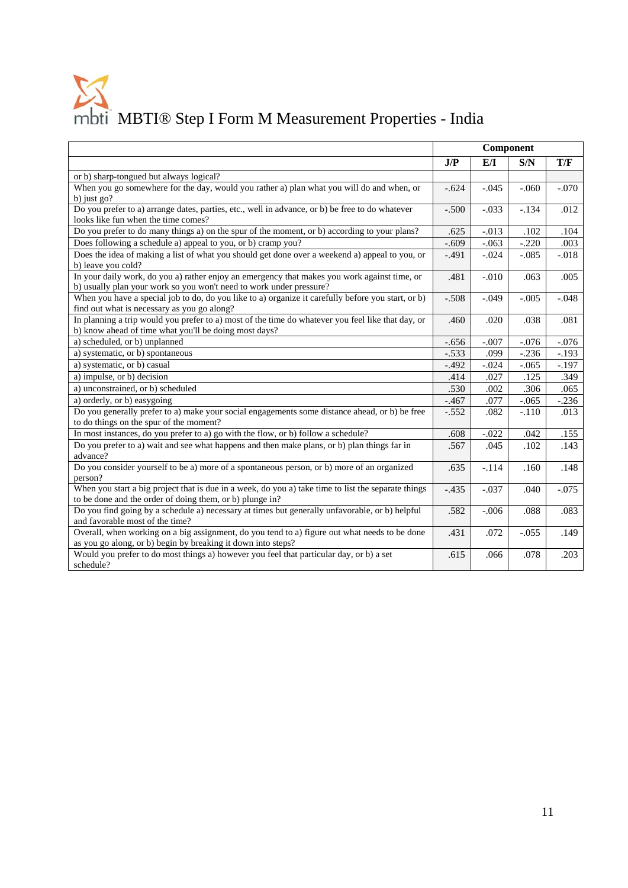# MBTI® Step I Form M Measurement Properties - India

| | Component | | | |
|---|---|---|---|---|
| | J/P | E/I | S/N | T/F |
| or b) sharp-tongued but always logical? | | | | |
| When you go somewhere for the day, would you rather a) plan what you will do and when, or b) just go? | -.624 | -.045 | -.060 | -.070 |
| Do you prefer to a) arrange dates, parties, etc., well in advance, or b) be free to do whatever looks like fun when the time comes? | -.500 | -.033 | -.134 | .012 |
| Do you prefer to do many things a) on the spur of the moment, or b) according to your plans? | .625 | -.013 | .102 | .104 |
| Does following a schedule a) appeal to you, or b) cramp you? | -.609 | -.063 | -.220 | .003 |
| Does the idea of making a list of what you should get done over a weekend a) appeal to you, or b) leave you cold? | -.491 | -.024 | -.085 | -.018 |
| In your daily work, do you a) rather enjoy an emergency that makes you work against time, or b) usually plan your work so you won't need to work under pressure? | .481 | -.010 | .063 | .005 |
| When you have a special job to do, do you like to a) organize it carefully before you start, or b) find out what is necessary as you go along? | -.508 | -.049 | -.005 | -.048 |
| In planning a trip would you prefer to a) most of the time do whatever you feel like that day, or b) know ahead of time what you'll be doing most days? | .460 | .020 | .038 | .081 |
| a) scheduled, or b) unplanned | -.656 | -.007 | -.076 | -.076 |
| a) systematic, or b) spontaneous | -.533 | .099 | -.236 | -.193 |
| a) systematic, or b) casual | -.492 | -.024 | -.065 | -.197 |
| a) impulse, or b) decision | .414 | .027 | .125 | .349 |
| a) unconstrained, or b) scheduled | .530 | .002 | .306 | .065 |
| a) orderly, or b) easygoing | -.467 | .077 | -.065 | -.236 |
| Do you generally prefer to a) make your social engagements some distance ahead, or b) be free to do things on the spur of the moment? | -.552 | .082 | -.110 | .013 |
| In most instances, do you prefer to a) go with the flow, or b) follow a schedule? | .608 | -.022 | .042 | .155 |
| Do you prefer to a) wait and see what happens and then make plans, or b) plan things far in advance? | .567 | .045 | .102 | .143 |
| Do you consider yourself to be a) more of a spontaneous person, or b) more of an organized person? | .635 | -.114 | .160 | .148 |
| When you start a big project that is due in a week, do you a) take time to list the separate things to be done and the order of doing them, or b) plunge in? | -.435 | -.037 | .040 | -.075 |
| Do you find going by a schedule a) necessary at times but generally unfavorable, or b) helpful and favorable most of the time? | .582 | -.006 | .088 | .083 |
| Overall, when working on a big assignment, do you tend to a) figure out what needs to be done as you go along, or b) begin by breaking it down into steps? | .431 | .072 | -.055 | .149 |
| Would you prefer to do most things a) however you feel that particular day, or b) a set schedule? | .615 | .066 | .078 | .203 |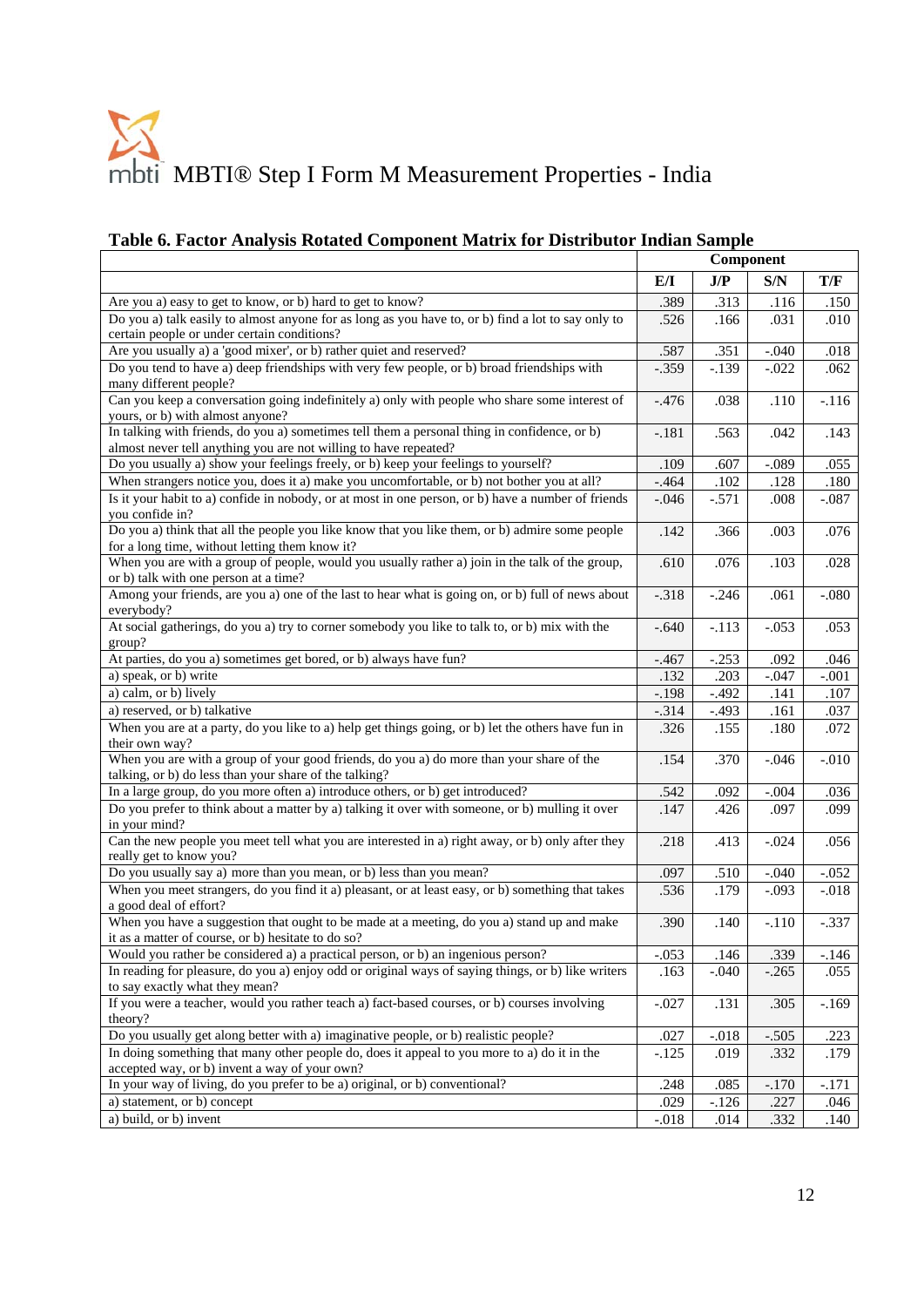# MBTI® Step I Form M Measurement Properties - India

### Table 6. Factor Analysis Rotated Component Matrix for Distributor Indian Sample

| | Component | | | |
|---|---|---|---|---|
| | E/I | J/P | S/N | T/F |
| Are you a) easy to get to know, or b) hard to get to know? | .389 | .313 | .116 | .150 |
| Do you a) talk easily to almost anyone for as long as you have to, or b) find a lot to say only to certain people or under certain conditions? | .526 | .166 | .031 | .010 |
| Are you usually a) a 'good mixer', or b) rather quiet and reserved? | .587 | .351 | -.040 | .018 |
| Do you tend to have a) deep friendships with very few people, or b) broad friendships with many different people? | -.359 | -.139 | -.022 | .062 |
| Can you keep a conversation going indefinitely a) only with people who share some interest of yours, or b) with almost anyone? | -.476 | .038 | .110 | -.116 |
| In talking with friends, do you a) sometimes tell them a personal thing in confidence, or b) almost never tell anything you are not willing to have repeated? | -.181 | .563 | .042 | .143 |
| Do you usually a) show your feelings freely, or b) keep your feelings to yourself? | .109 | .607 | -.089 | .055 |
| When strangers notice you, does it a) make you uncomfortable, or b) not bother you at all? | -.464 | .102 | .128 | .180 |
| Is it your habit to a) confide in nobody, or at most in one person, or b) have a number of friends you confide in? | -.046 | -.571 | .008 | -.087 |
| Do you a) think that all the people you like know that you like them, or b) admire some people for a long time, without letting them know it? | .142 | .366 | .003 | .076 |
| When you are with a group of people, would you usually rather a) join in the talk of the group, or b) talk with one person at a time? | .610 | .076 | .103 | .028 |
| Among your friends, are you a) one of the last to hear what is going on, or b) full of news about everybody? | -.318 | -.246 | .061 | -.080 |
| At social gatherings, do you a) try to corner somebody you like to talk to, or b) mix with the group? | -.640 | -.113 | -.053 | .053 |
| At parties, do you a) sometimes get bored, or b) always have fun? | -.467 | -.253 | .092 | .046 |
| a) speak, or b) write | .132 | .203 | -.047 | -.001 |
| a) calm, or b) lively | -.198 | -.492 | .141 | .107 |
| a) reserved, or b) talkative | -.314 | -.493 | .161 | .037 |
| When you are at a party, do you like to a) help get things going, or b) let the others have fun in their own way? | .326 | .155 | .180 | .072 |
| When you are with a group of your good friends, do you a) do more than your share of the talking, or b) do less than your share of the talking? | .154 | .370 | -.046 | -.010 |
| In a large group, do you more often a) introduce others, or b) get introduced? | .542 | .092 | -.004 | .036 |
| Do you prefer to think about a matter by a) talking it over with someone, or b) mulling it over in your mind? | .147 | .426 | .097 | .099 |
| Can the new people you meet tell what you are interested in a) right away, or b) only after they really get to know you? | .218 | .413 | -.024 | .056 |
| Do you usually say a) more than you mean, or b) less than you mean? | .097 | .510 | -.040 | -.052 |
| When you meet strangers, do you find it a) pleasant, or at least easy, or b) something that takes a good deal of effort? | .536 | .179 | -.093 | -.018 |
| When you have a suggestion that ought to be made at a meeting, do you a) stand up and make it as a matter of course, or b) hesitate to do so? | .390 | .140 | -.110 | -.337 |
| Would you rather be considered a) a practical person, or b) an ingenious person? | -.053 | .146 | .339 | -.146 |
| In reading for pleasure, do you a) enjoy odd or original ways of saying things, or b) like writers to say exactly what they mean? | .163 | -.040 | -.265 | .055 |
| If you were a teacher, would you rather teach a) fact-based courses, or b) courses involving theory? | -.027 | .131 | .305 | -.169 |
| Do you usually get along better with a) imaginative people, or b) realistic people? | .027 | -.018 | -.505 | .223 |
| In doing something that many other people do, does it appeal to you more to a) do it in the accepted way, or b) invent a way of your own? | -.125 | .019 | .332 | .179 |
| In your way of living, do you prefer to be a) original, or b) conventional? | .248 | .085 | -.170 | -.171 |
| a) statement, or b) concept | .029 | -.126 | .227 | .046 |
| a) build, or b) invent | -.018 | .014 | .332 | .140 |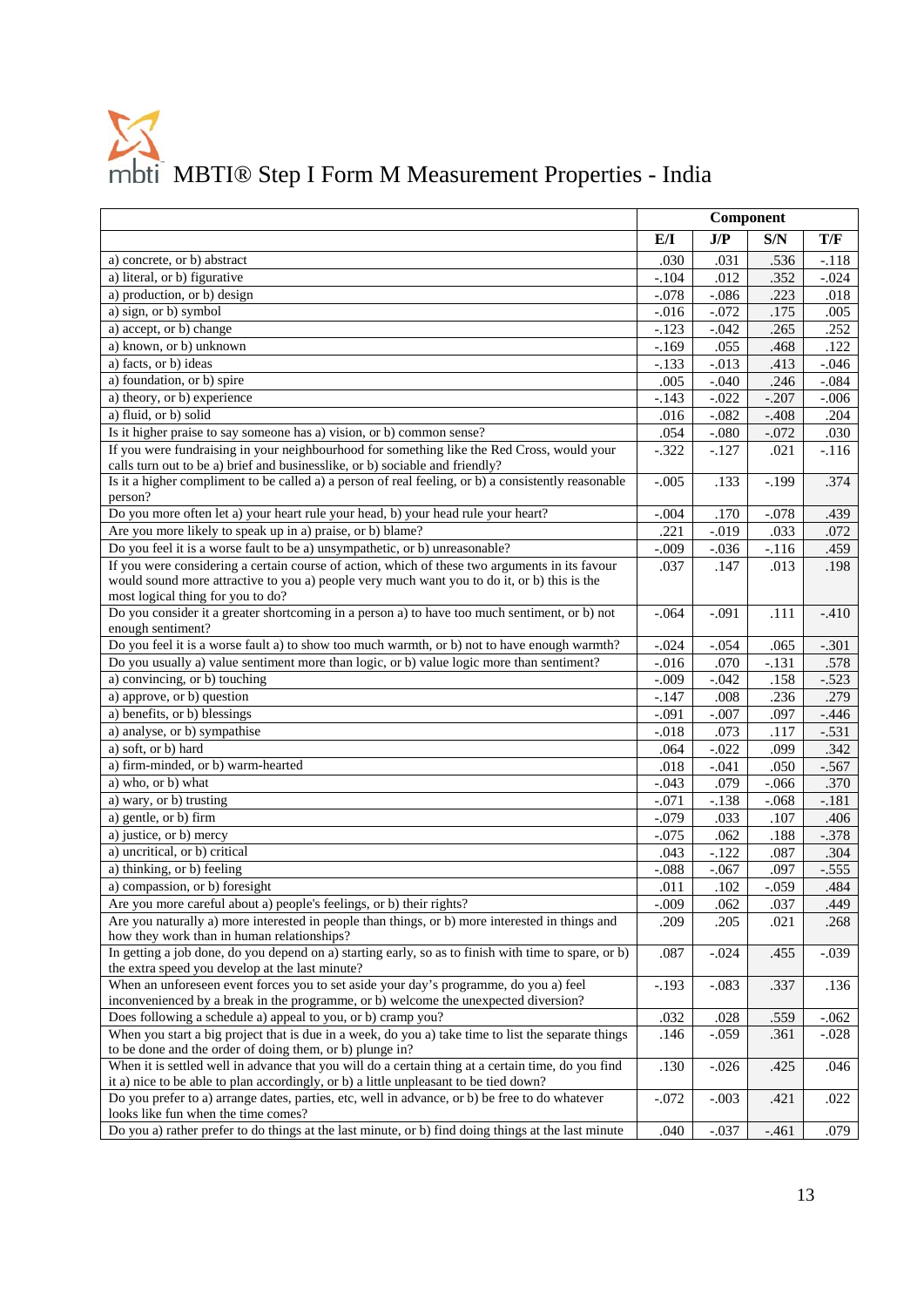# MBTI® Step I Form M Measurement Properties - India

| | Component | | | |
|---|---|---|---|---|
| | E/I | J/P | S/N | T/F |
| a) concrete, or b) abstract | .030 | .031 | .536 | -.118 |
| a) literal, or b) figurative | -.104 | .012 | .352 | -.024 |
| a) production, or b) design | -.078 | -.086 | .223 | .018 |
| a) sign, or b) symbol | -.016 | -.072 | .175 | .005 |
| a) accept, or b) change | -.123 | -.042 | .265 | .252 |
| a) known, or b) unknown | -.169 | .055 | .468 | .122 |
| a) facts, or b) ideas | -.133 | -.013 | .413 | -.046 |
| a) foundation, or b) spire | .005 | -.040 | .246 | -.084 |
| a) theory, or b) experience | -.143 | -.022 | -.207 | -.006 |
| a) fluid, or b) solid | .016 | -.082 | -.408 | .204 |
| Is it higher praise to say someone has a) vision, or b) common sense? | .054 | -.080 | -.072 | .030 |
| If you were fundraising in your neighbourhood for something like the Red Cross, would your calls turn out to be a) brief and businesslike, or b) sociable and friendly? | -.322 | -.127 | .021 | -.116 |
| Is it a higher compliment to be called a) a person of real feeling, or b) a consistently reasonable person? | -.005 | .133 | -.199 | .374 |
| Do you more often let a) your heart rule your head, b) your head rule your heart? | -.004 | .170 | -.078 | .439 |
| Are you more likely to speak up in a) praise, or b) blame? | .221 | -.019 | .033 | .072 |
| Do you feel it is a worse fault to be a) unsympathetic, or b) unreasonable? | -.009 | -.036 | -.116 | .459 |
| If you were considering a certain course of action, which of these two arguments in its favour would sound more attractive to you a) people very much want you to do it, or b) this is the most logical thing for you to do? | .037 | .147 | .013 | .198 |
| Do you consider it a greater shortcoming in a person a) to have too much sentiment, or b) not enough sentiment? | -.064 | -.091 | .111 | -.410 |
| Do you feel it is a worse fault a) to show too much warmth, or b) not to have enough warmth? | -.024 | -.054 | .065 | -.301 |
| Do you usually a) value sentiment more than logic, or b) value logic more than sentiment? | -.016 | .070 | -.131 | .578 |
| a) convincing, or b) touching | -.009 | -.042 | .158 | -.523 |
| a) approve, or b) question | -.147 | .008 | .236 | .279 |
| a) benefits, or b) blessings | -.091 | -.007 | .097 | -.446 |
| a) analyse, or b) sympathise | -.018 | .073 | .117 | -.531 |
| a) soft, or b) hard | .064 | -.022 | .099 | .342 |
| a) firm-minded, or b) warm-hearted | .018 | -.041 | .050 | -.567 |
| a) who, or b) what | -.043 | .079 | -.066 | .370 |
| a) wary, or b) trusting | -.071 | -.138 | -.068 | -.181 |
| a) gentle, or b) firm | -.079 | .033 | .107 | .406 |
| a) justice, or b) mercy | -.075 | .062 | .188 | -.378 |
| a) uncritical, or b) critical | .043 | -.122 | .087 | .304 |
| a) thinking, or b) feeling | -.088 | -.067 | .097 | -.555 |
| a) compassion, or b) foresight | .011 | .102 | -.059 | .484 |
| Are you more careful about a) people's feelings, or b) their rights? | -.009 | .062 | .037 | .449 |
| Are you naturally a) more interested in people than things, or b) more interested in things and how they work than in human relationships? | .209 | .205 | .021 | .268 |
| In getting a job done, do you depend on a) starting early, so as to finish with time to spare, or b) the extra speed you develop at the last minute? | .087 | -.024 | .455 | -.039 |
| When an unforeseen event forces you to set aside your day's programme, do you a) feel inconvenienced by a break in the programme, or b) welcome the unexpected diversion? | -.193 | -.083 | .337 | .136 |
| Does following a schedule a) appeal to you, or b) cramp you? | .032 | .028 | .559 | -.062 |
| When you start a big project that is due in a week, do you a) take time to list the separate things to be done and the order of doing them, or b) plunge in? | .146 | -.059 | .361 | -.028 |
| When it is settled well in advance that you will do a certain thing at a certain time, do you find it a) nice to be able to plan accordingly, or b) a little unpleasant to be tied down? | .130 | -.026 | .425 | .046 |
| Do you prefer to a) arrange dates, parties, etc, well in advance, or b) be free to do whatever looks like fun when the time comes? | -.072 | -.003 | .421 | .022 |
| Do you a) rather prefer to do things at the last minute, or b) find doing things at the last minute | .040 | -.037 | -.461 | .079 |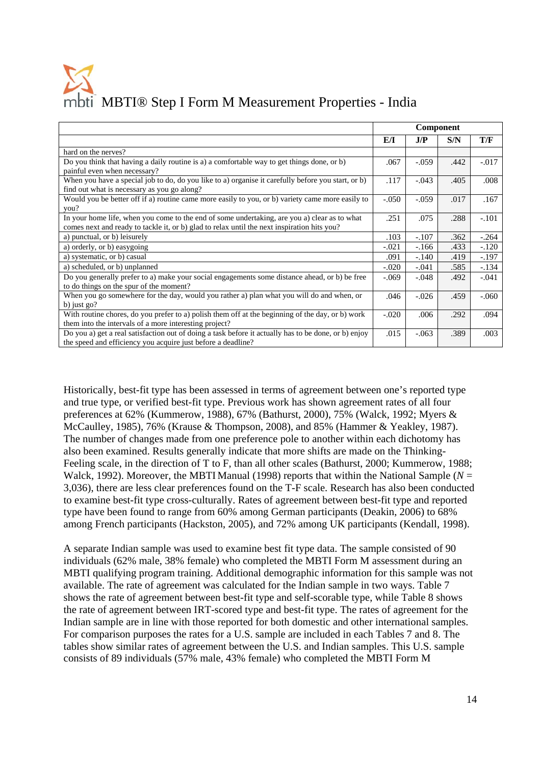| | Component | | | |
|---|---|---|---|---|
| | E/I | J/P | S/N | T/F |
| hard on the nerves? | | | | |
| Do you think that having a daily routine is a) a comfortable way to get things done, or b) painful even when necessary? | .067 | -.059 | .442 | -.017 |
| When you have a special job to do, do you like to a) organise it carefully before you start, or b) find out what is necessary as you go along? | .117 | -.043 | .405 | .008 |
| Would you be better off if a) routine came more easily to you, or b) variety came more easily to you? | -.050 | -.059 | .017 | .167 |
| In your home life, when you come to the end of some undertaking, are you a) clear as to what comes next and ready to tackle it, or b) glad to relax until the next inspiration hits you? | .251 | .075 | .288 | -.101 |
| a) punctual, or b) leisurely | .103 | -.107 | .362 | -.264 |
| a) orderly, or b) easygoing | -.021 | -.166 | .433 | -.120 |
| a) systematic, or b) casual | .091 | -.140 | .419 | -.197 |
| a) scheduled, or b) unplanned | -.020 | -.041 | .585 | -.134 |
| Do you generally prefer to a) make your social engagements some distance ahead, or b) be free to do things on the spur of the moment? | -.069 | -.048 | .492 | -.041 |
| When you go somewhere for the day, would you rather a) plan what you will do and when, or b) just go? | .046 | -.026 | .459 | -.060 |
| With routine chores, do you prefer to a) polish them off at the beginning of the day, or b) work them into the intervals of a more interesting project? | -.020 | .006 | .292 | .094 |
| Do you a) get a real satisfaction out of doing a task before it actually has to be done, or b) enjoy the speed and efficiency you acquire just before a deadline? | .015 | -.063 | .389 | .003 |

Historically, best-fit type has been assessed in terms of agreement between one's reported type and true type, or verified best-fit type. Previous work has shown agreement rates of all four preferences at 62% (Kummerow, 1988), 67% (Bathurst, 2000), 75% (Walck, 1992; Myers & McCaulley, 1985), 76% (Krause & Thompson, 2008), and 85% (Hammer & Yeakley, 1987). The number of changes made from one preference pole to another within each dichotomy has also been examined. Results generally indicate that more shifts are made on the Thinking-Feeling scale, in the direction of T to F, than all other scales (Bathurst, 2000; Kummerow, 1988; Walck, 1992). Moreover, the MBTI Manual (1998) reports that within the National Sample ($N$ = 3,036), there are less clear preferences found on the T-F scale. Research has also been conducted to examine best-fit type cross-culturally. Rates of agreement between best-fit type and reported type have been found to range from 60% among German participants (Deakin, 2006) to 68% among French participants (Hackston, 2005), and 72% among UK participants (Kendall, 1998).

A separate Indian sample was used to examine best fit type data. The sample consisted of 90 individuals (62% male, 38% female) who completed the MBTI Form M assessment during an MBTI qualifying program training. Additional demographic information for this sample was not available. The rate of agreement was calculated for the Indian sample in two ways. Table 7 shows the rate of agreement between best-fit type and self-scorable type, while Table 8 shows the rate of agreement between IRT-scored type and best-fit type. The rates of agreement for the Indian sample are in line with those reported for both domestic and other international samples. For comparison purposes the rates for a U.S. sample are included in each Tables 7 and 8. The tables show similar rates of agreement between the U.S. and Indian samples. This U.S. sample consists of 89 individuals (57% male, 43% female) who completed the MBTI Form M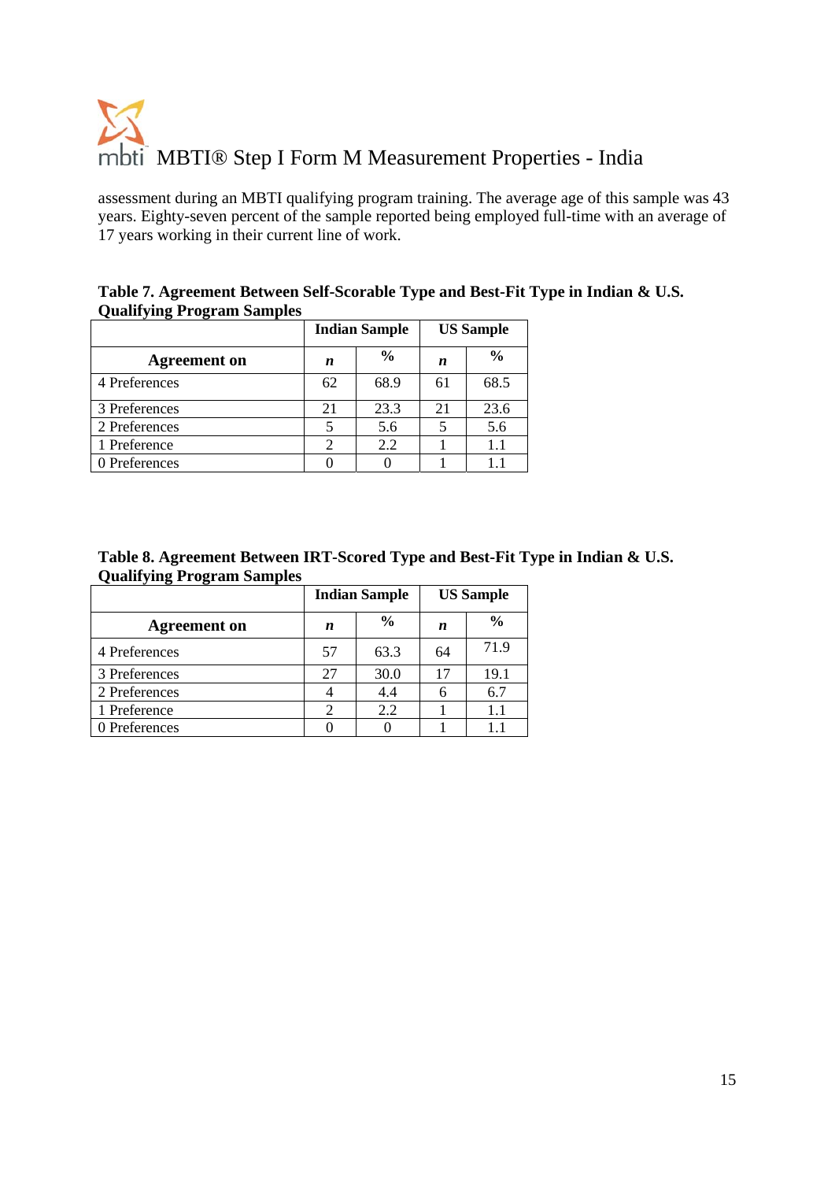assessment during an MBTI qualifying program training. The average age of this sample was 43 years. Eighty-seven percent of the sample reported being employed full-time with an average of 17 years working in their current line of work.

**Table 7. Agreement Between Self-Scorable Type and Best-Fit Type in Indian & U.S. Qualifying Program Samples**

| | Indian Sample | | US Sample | |
|---|---|---|---|---|
| **Agreement on** | ***n*** | **%** | ***n*** | **%** |
| 4 Preferences | 62 | 68.9 | 61 | 68.5 |
| 3 Preferences | 21 | 23.3 | 21 | 23.6 |
| 2 Preferences | 5 | 5.6 | 5 | 5.6 |
| 1 Preference | 2 | 2.2 | 1 | 1.1 |
| 0 Preferences | 0 | 0 | 1 | 1.1 |

**Table 8. Agreement Between IRT-Scored Type and Best-Fit Type in Indian & U.S. Qualifying Program Samples**

| | Indian Sample | | US Sample | |
|---|---|---|---|---|
| **Agreement on** | ***n*** | **%** | ***n*** | **%** |
| 4 Preferences | 57 | 63.3 | 64 | 71.9 |
| 3 Preferences | 27 | 30.0 | 17 | 19.1 |
| 2 Preferences | 4 | 4.4 | 6 | 6.7 |
| 1 Preference | 2 | 2.2 | 1 | 1.1 |
| 0 Preferences | 0 | 0 | 1 | 1.1 |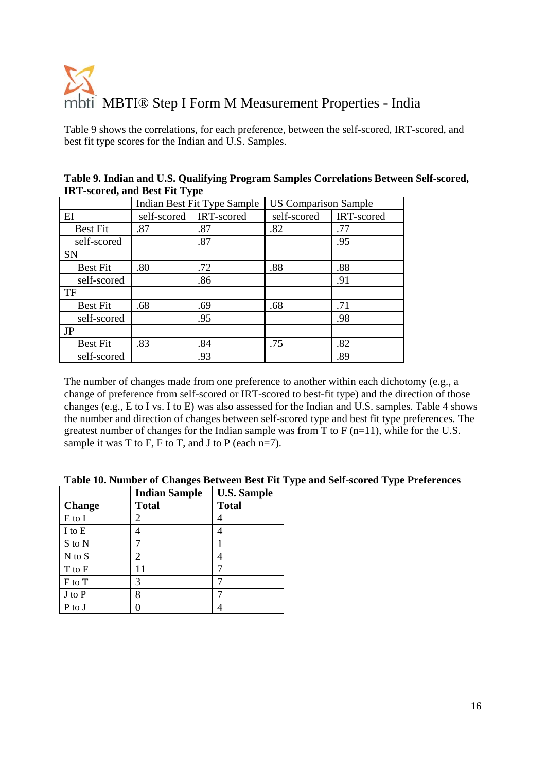Table 9 shows the correlations, for each preference, between the self-scored, IRT-scored, and best fit type scores for the Indian and U.S. Samples.

**Table 9. Indian and U.S. Qualifying Program Samples Correlations Between Self-scored, IRT-scored, and Best Fit Type**

| | Indian Best Fit Type Sample | | US Comparison Sample | |
|---|---|---|---|---|
| EI | self-scored | IRT-scored | self-scored | IRT-scored |
| Best Fit | .87 | .87 | .82 | .77 |
| self-scored | | .87 | | .95 |
| SN | | | | |
| Best Fit | .80 | .72 | .88 | .88 |
| self-scored | | .86 | | .91 |
| TF | | | | |
| Best Fit | .68 | .69 | .68 | .71 |
| self-scored | | .95 | | .98 |
| JP | | | | |
| Best Fit | .83 | .84 | .75 | .82 |
| self-scored | | .93 | | .89 |

The number of changes made from one preference to another within each dichotomy (e.g., a change of preference from self-scored or IRT-scored to best-fit type) and the direction of those changes (e.g., E to I vs. I to E) was also assessed for the Indian and U.S. samples. Table 4 shows the number and direction of changes between self-scored type and best fit type preferences. The greatest number of changes for the Indian sample was from T to F (n=11), while for the U.S. sample it was T to F, F to T, and J to P (each n=7).

**Table 10. Number of Changes Between Best Fit Type and Self-scored Type Preferences**

| | **Indian Sample** | **U.S. Sample** |
|---|---|---|
| **Change** | **Total** | **Total** |
| E to I | 2 | 4 |
| I to E | 4 | 4 |
| S to N | 7 | 1 |
| N to S | 2 | 4 |
| T to F | 11 | 7 |
| F to T | 3 | 7 |
| J to P | 8 | 7 |
| P to J | 0 | 4 |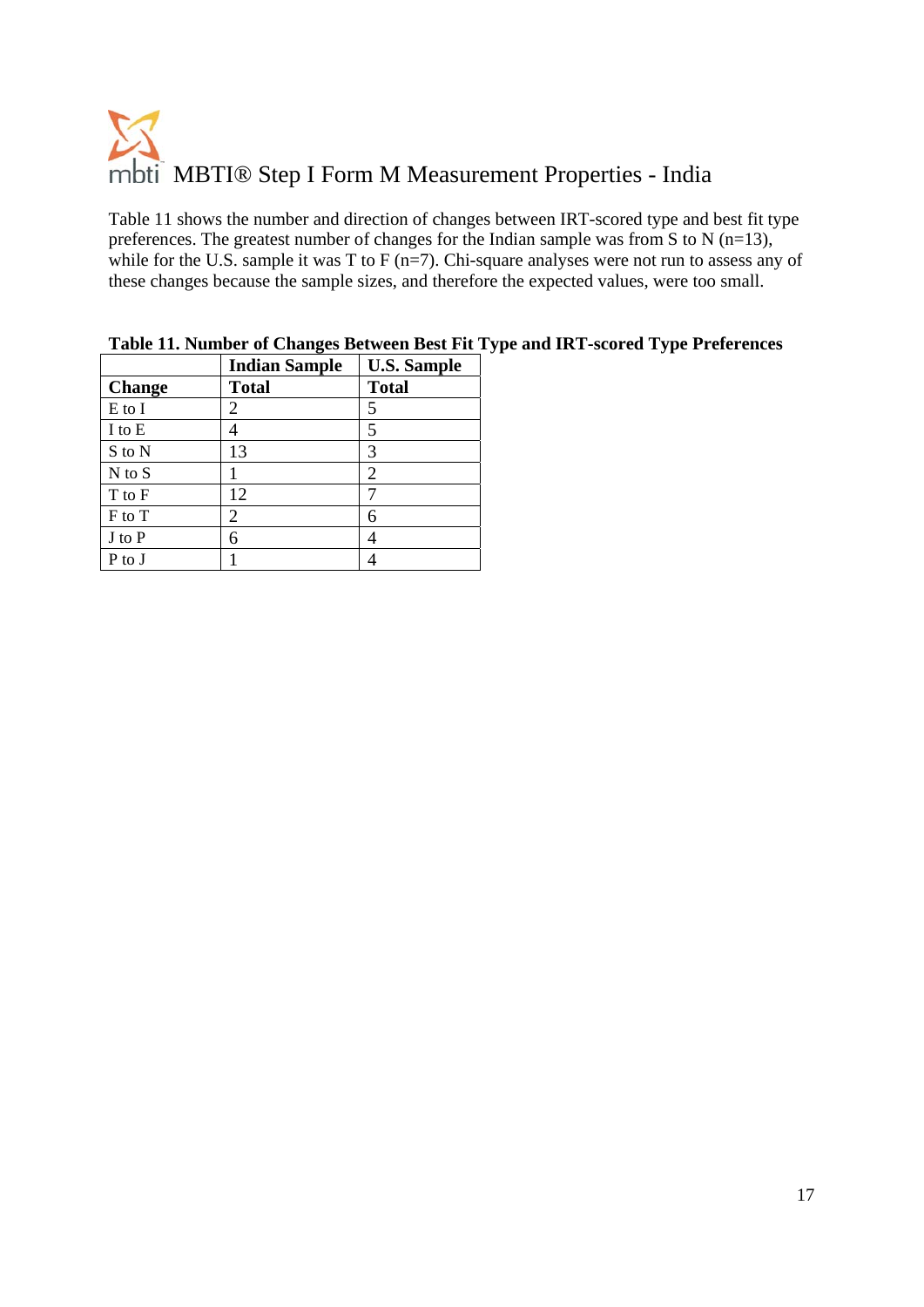# MBTI® Step I Form M Measurement Properties - India

Table 11 shows the number and direction of changes between IRT-scored type and best fit type preferences. The greatest number of changes for the Indian sample was from S to N (n=13), while for the U.S. sample it was T to F (n=7). Chi-square analyses were not run to assess any of these changes because the sample sizes, and therefore the expected values, were too small.

**Table 11. Number of Changes Between Best Fit Type and IRT-scored Type Preferences**

| | **Indian Sample** | **U.S. Sample** |
|---|---|---|
| **Change** | **Total** | **Total** |
| E to I | 2 | 5 |
| I to E | 4 | 5 |
| S to N | 13 | 3 |
| N to S | 1 | 2 |
| T to F | 12 | 7 |
| F to T | 2 | 6 |
| J to P | 6 | 4 |
| P to J | 1 | 4 |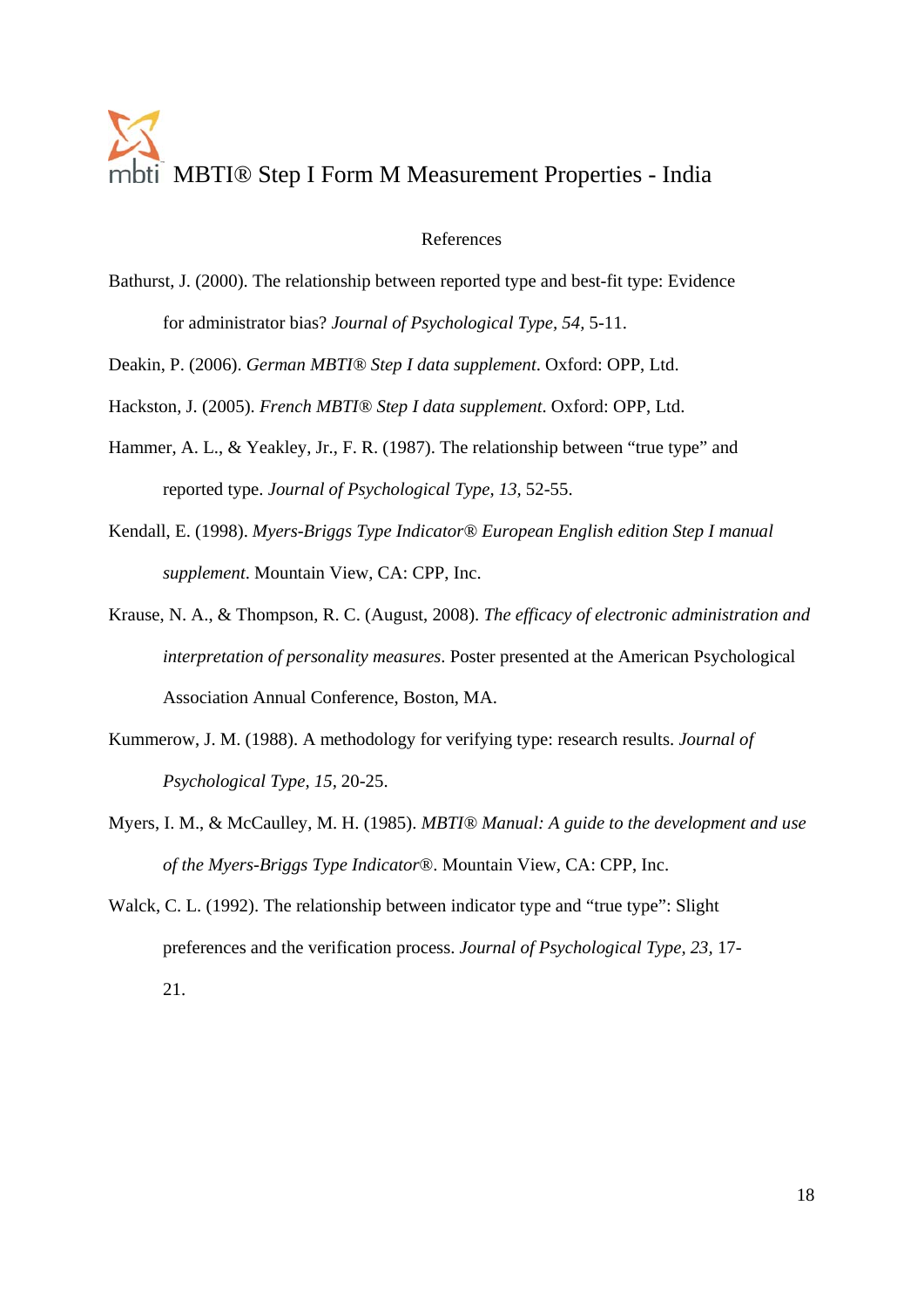## References

Bathurst, J. (2000). The relationship between reported type and best-fit type: Evidence for administrator bias? *Journal of Psychological Type, 54,* 5-11.

Deakin, P. (2006). *German MBTI® Step I data supplement*. Oxford: OPP, Ltd.

Hackston, J. (2005). *French MBTI® Step I data supplement*. Oxford: OPP, Ltd.

Hammer, A. L., & Yeakley, Jr., F. R. (1987). The relationship between "true type" and reported type. *Journal of Psychological Type, 13,* 52-55.

Kendall, E. (1998). *Myers-Briggs Type Indicator® European English edition Step I manual supplement*. Mountain View, CA: CPP, Inc.

Krause, N. A., & Thompson, R. C. (August, 2008). *The efficacy of electronic administration and interpretation of personality measures*. Poster presented at the American Psychological Association Annual Conference, Boston, MA.

Kummerow, J. M. (1988). A methodology for verifying type: research results. *Journal of Psychological Type, 15,* 20-25.

Myers, I. M., & McCaulley, M. H. (1985). *MBTI® Manual: A guide to the development and use of the Myers-Briggs Type Indicator®*. Mountain View, CA: CPP, Inc.

Walck, C. L. (1992). The relationship between indicator type and "true type": Slight preferences and the verification process. *Journal of Psychological Type, 23,* 17-21.